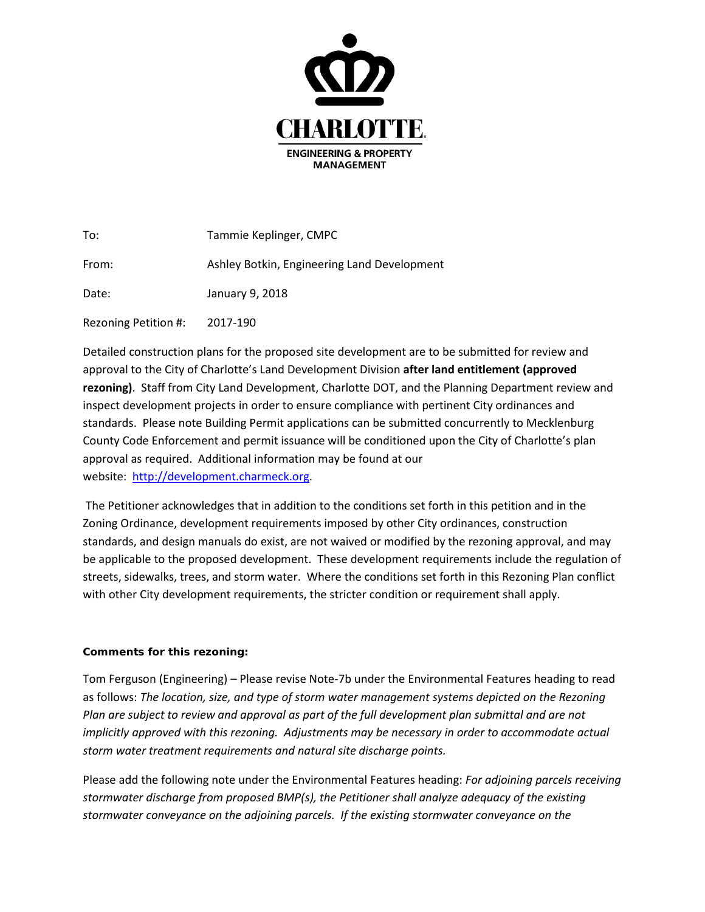CHARLOTTE.

ENGINEERING & PROPERTY MANAGEMENT

| | |
|---|---|
| To: | Tammie Keplinger, CMPC |
| From: | Ashley Botkin, Engineering Land Development |
| Date: | January 9, 2018 |
| Rezoning Petition #: | 2017-190 |

Detailed construction plans for the proposed site development are to be submitted for review and approval to the City of Charlotte's Land Development Division **after land entitlement (approved rezoning)**. Staff from City Land Development, Charlotte DOT, and the Planning Department review and inspect development projects in order to ensure compliance with pertinent City ordinances and standards. Please note Building Permit applications can be submitted concurrently to Mecklenburg County Code Enforcement and permit issuance will be conditioned upon the City of Charlotte's plan approval as required. Additional information may be found at our website: [http://development.charmeck.org](http://development.charmeck.org).

The Petitioner acknowledges that in addition to the conditions set forth in this petition and in the Zoning Ordinance, development requirements imposed by other City ordinances, construction standards, and design manuals do exist, are not waived or modified by the rezoning approval, and may be applicable to the proposed development. These development requirements include the regulation of streets, sidewalks, trees, and storm water. Where the conditions set forth in this Rezoning Plan conflict with other City development requirements, the stricter condition or requirement shall apply.

**Comments for this rezoning:**

Tom Ferguson (Engineering) – Please revise Note-7b under the Environmental Features heading to read as follows: *The location, size, and type of storm water management systems depicted on the Rezoning Plan are subject to review and approval as part of the full development plan submittal and are not implicitly approved with this rezoning. Adjustments may be necessary in order to accommodate actual storm water treatment requirements and natural site discharge points.*

Please add the following note under the Environmental Features heading: *For adjoining parcels receiving stormwater discharge from proposed BMP(s), the Petitioner shall analyze adequacy of the existing stormwater conveyance on the adjoining parcels. If the existing stormwater conveyance on the*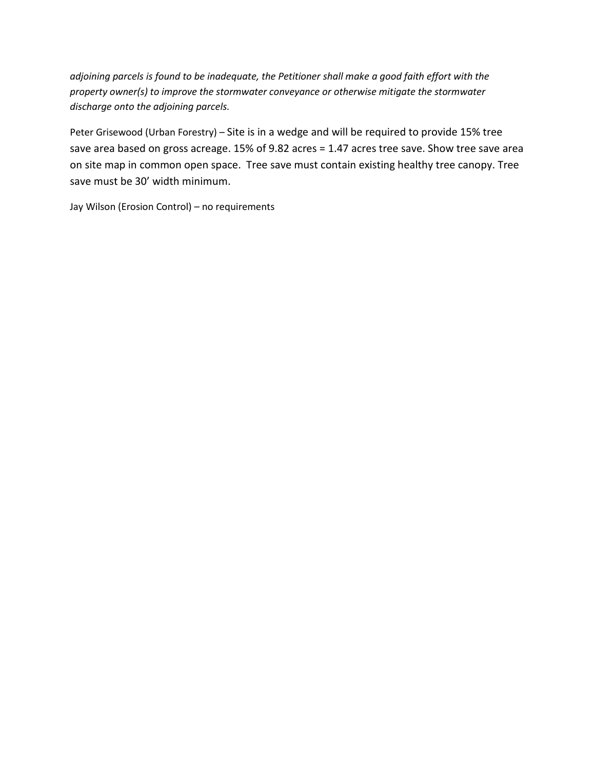*adjoining parcels is found to be inadequate, the Petitioner shall make a good faith effort with the property owner(s) to improve the stormwater conveyance or otherwise mitigate the stormwater discharge onto the adjoining parcels.*

Peter Grisewood (Urban Forestry) – Site is in a wedge and will be required to provide 15% tree save area based on gross acreage. 15% of 9.82 acres = 1.47 acres tree save. Show tree save area on site map in common open space. Tree save must contain existing healthy tree canopy. Tree save must be 30' width minimum.

Jay Wilson (Erosion Control) – no requirements